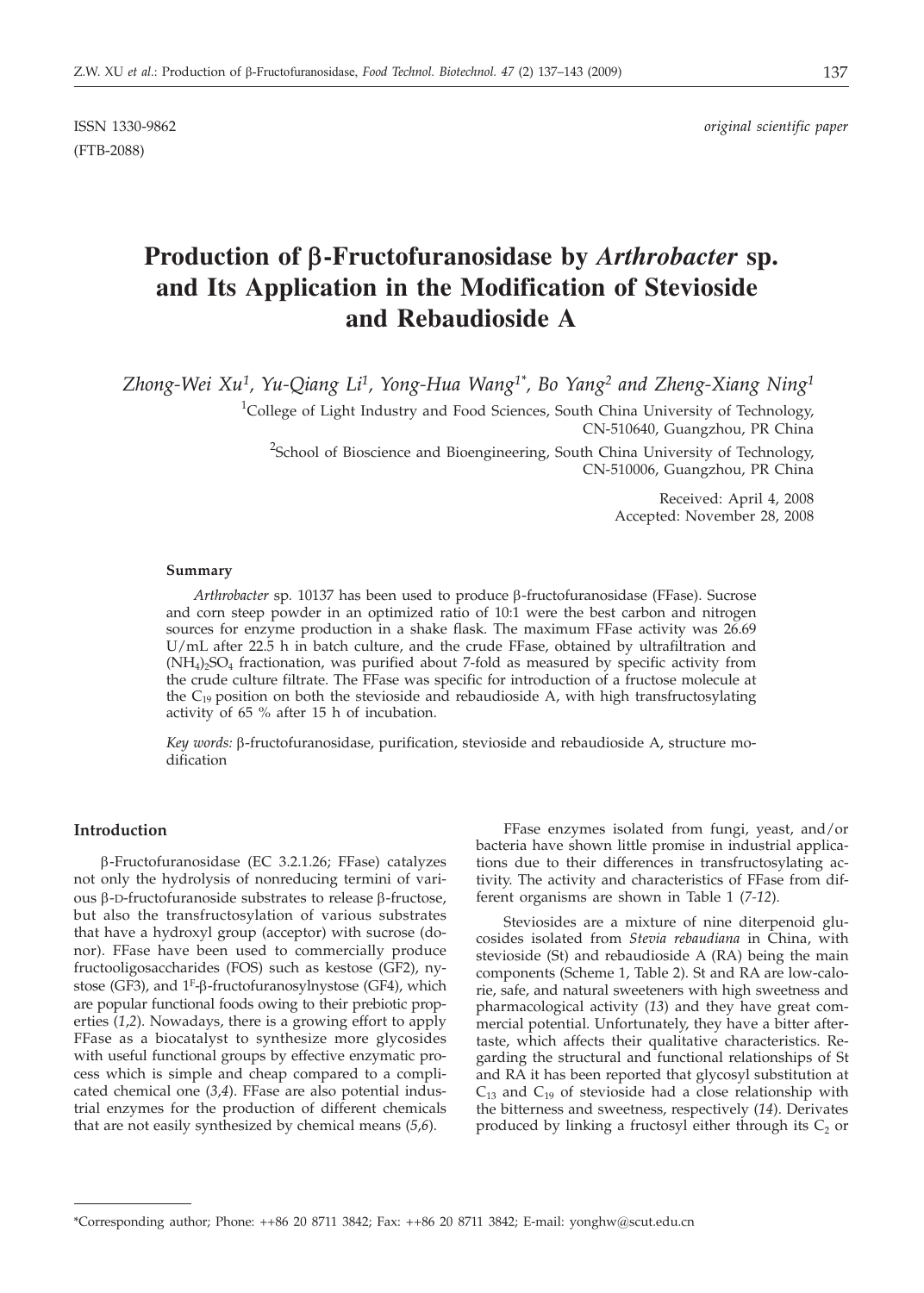ISSN 1330-9862 *original scientific paper*

(FTB-2088)

# Production of β-Fructofuranosidase by *Arthrobacter* sp. and Its Application in the Modification of Stevioside and Rebaudioside A

*Zhong-Wei Xu[1], Yu-Qiang Li[1], Yong-Hua Wang[1*], Bo Yang[2] and Zheng-Xiang Ning[1]*

[1]College of Light Industry and Food Sciences, South China University of Technology, CN-510640, Guangzhou, PR China

[2]School of Bioscience and Bioengineering, South China University of Technology, CN-510006, Guangzhou, PR China

Received: April 4, 2008
Accepted: November 28, 2008

### Summary

*Arthrobacter* sp. 10137 has been used to produce β-fructofuranosidase (FFase). Sucrose and corn steep powder in an optimized ratio of 10:1 were the best carbon and nitrogen sources for enzyme production in a shake flask. The maximum FFase activity was 26.69 U/mL after 22.5 h in batch culture, and the crude FFase, obtained by ultrafiltration and $(NH_4)_2SO_4$ fractionation, was purified about 7-fold as measured by specific activity from the crude culture filtrate. The FFase was specific for introduction of a fructose molecule at the $C_{19}$ position on both the stevioside and rebaudioside A, with high transfructosylating activity of 65 % after 15 h of incubation.

*Key words:* β-fructofuranosidase, purification, stevioside and rebaudioside A, structure modification

## Introduction

β-Fructofuranosidase (EC 3.2.1.26; FFase) catalyzes not only the hydrolysis of nonreducing termini of various β-D-fructofuranoside substrates to release β-fructose, but also the transfructosylation of various substrates that have a hydroxyl group (acceptor) with sucrose (donor). FFase have been used to commercially produce fructooligosaccharides (FOS) such as kestose (GF2), nystose (GF3), and $1^F$-β-fructofuranosylnystose (GF4), which are popular functional foods owing to their prebiotic properties (*1,2*). Nowadays, there is a growing effort to apply FFase as a biocatalyst to synthesize more glycosides with useful functional groups by effective enzymatic process which is simple and cheap compared to a complicated chemical one (*3,4*). FFase are also potential industrial enzymes for the production of different chemicals that are not easily synthesized by chemical means (*5,6*).

FFase enzymes isolated from fungi, yeast, and/or bacteria have shown little promise in industrial applications due to their differences in transfructosylating activity. The activity and characteristics of FFase from different organisms are shown in Table 1 (*7-12*).

Steviosides are a mixture of nine diterpenoid glucosides isolated from *Stevia rebaudiana* in China, with stevioside (St) and rebaudioside A (RA) being the main components (Scheme 1, Table 2). St and RA are low-calorie, safe, and natural sweeteners with high sweetness and pharmacological activity (*13*) and they have great commercial potential. Unfortunately, they have a bitter aftertaste, which affects their qualitative characteristics. Regarding the structural and functional relationships of St and RA it has been reported that glycosyl substitution at $C_{13}$ and $C_{19}$ of stevioside had a close relationship with the bitterness and sweetness, respectively (*14*). Derivates produced by linking a fructosyl either through its $C_2$ or

*Corresponding author; Phone: ++86 20 8711 3842; Fax: ++86 20 8711 3842; E-mail: yonghw@scut.edu.cn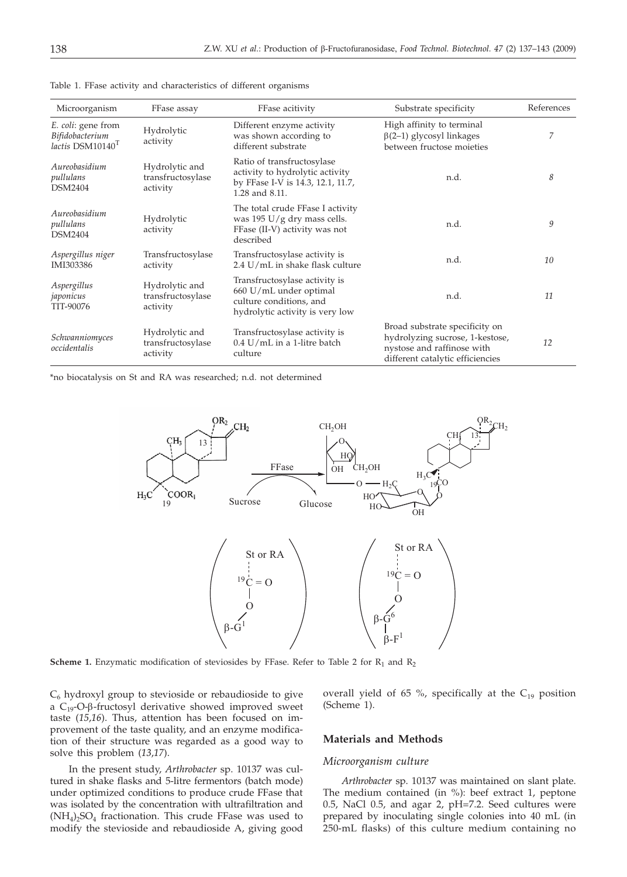Table 1. FFase activity and characteristics of different organisms

| Microorganism | FFase assay | FFase acitivity | Substrate specificity | References |
|---|---|---|---|---|
| *E. coli*: gene from *Bifidobacterium lactis* DSM10140$^T$ | Hydrolytic activity | Different enzyme activity was shown according to different substrate | High affinity to terminal β(2–1) glycosyl linkages between fructose moieties | *7* |
| *Aureobasidium pullulans* DSM2404 | Hydrolytic and transfructosylase activity | Ratio of transfructosylase activity to hydrolytic activity by FFase I-V is 14.3, 12.1, 11.7, 1.28 and 8.11. | n.d. | *8* |
| *Aureobasidium pullulans* DSM2404 | Hydrolytic activity | The total crude FFase I activity was 195 U/g dry mass cells. FFase (II-V) activity was not described | n.d. | *9* |
| *Aspergillus niger* IMI303386 | Transfructosylase activity | Transfructosylase activity is 2.4 U/mL in shake flask culture | n.d. | *10* |
| *Aspergillus japonicus* TIT-90076 | Hydrolytic and transfructosylase activity | Transfructosylase activity is 660 U/mL under optimal culture conditions, and hydrolytic activity is very low | n.d. | *11* |
| *Schwanniomyces occidentalis* | Hydrolytic and transfructosylase activity | Transfructosylase activity is 0.4 U/mL in a 1-litre batch culture | Broad substrate specificity on hydrolyzing sucrose, 1-kestose, nystose and raffinose with different catalytic efficiencies | *12* |

*no biocatalysis on St and RA was researched; n.d. not determined

**Scheme 1.** Enzymatic modification of steviosides by FFase. Refer to Table 2 for $R_1$ and $R_2$

$C_6$ hydroxyl group to stevioside or rebaudioside to give a $C_{19}$-O-β-fructosyl derivative showed improved sweet taste (*15,16*). Thus, attention has been focused on improvement of the taste quality, and an enzyme modification of their structure was regarded as a good way to solve this problem (*13,17*).

In the present study, *Arthrobacter* sp. 10137 was cultured in shake flasks and 5-litre fermentors (batch mode) under optimized conditions to produce crude FFase that was isolated by the concentration with ultrafiltration and $(NH_4)_2SO_4$ fractionation. This crude FFase was used to modify the stevioside and rebaudioside A, giving good overall yield of 65 %, specifically at the $C_{19}$ position (Scheme 1).

## Materials and Methods

### *Microorganism culture*

*Arthrobacter* sp. 10137 was maintained on slant plate. The medium contained (in %): beef extract 1, peptone 0.5, NaCl 0.5, and agar 2, pH=7.2. Seed cultures were prepared by inoculating single colonies into 40 mL (in 250-mL flasks) of this culture medium containing no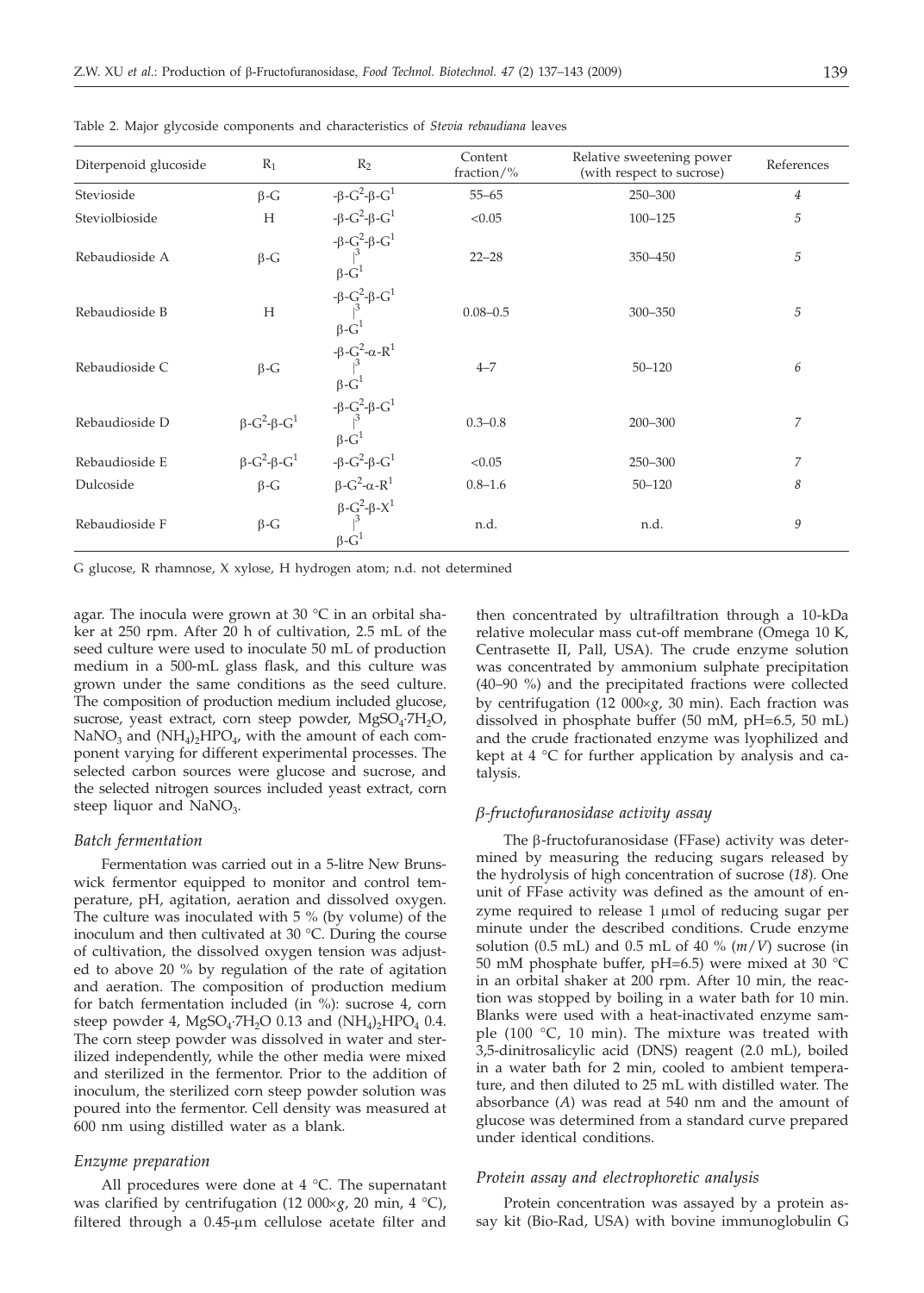Table 2. Major glycoside components and characteristics of *Stevia rebaudiana* leaves

| Diterpenoid glucoside | $R_1$ | $R_2$ | Content fraction/% | Relative sweetening power (with respect to sucrose) | References |
|---|---|---|---|---|---|
| Stevioside | β-G | -β-$G^2$-β-$G^1$ | 55–65 | 250–300 | *4* |
| Steviolbioside | H | -β-$G^2$-β-$G^1$ | <0.05 | 100–125 | *5* |
| Rebaudioside A | β-G | -β-$G^2$-β-$G^1$ (3) β-$G^1$ | 22–28 | 350–450 | *5* |
| Rebaudioside B | H | -β-$G^2$-β-$G^1$ (3) β-$G^1$ | 0.08–0.5 | 300–350 | *5* |
| Rebaudioside C | β-G | -β-$G^2$-α-$R^1$ (3) β-$G^1$ | 4–7 | 50–120 | *6* |
| Rebaudioside D | β-$G^2$-β-$G^1$ | -β-$G^2$-β-$G^1$ (3) β-$G^1$ | 0.3–0.8 | 200–300 | *7* |
| Rebaudioside E | β-$G^2$-β-$G^1$ | -β-$G^2$-β-$G^1$ | <0.05 | 250–300 | *7* |
| Dulcoside | β-G | β-$G^2$-α-$R^1$ | 0.8–1.6 | 50–120 | *8* |
| Rebaudioside F | β-G | β-$G^2$-β-$X^1$ (3) β-$G^1$ | n.d. | n.d. | *9* |

G glucose, R rhamnose, X xylose, H hydrogen atom; n.d. not determined

agar. The inocula were grown at 30 °C in an orbital shaker at 250 rpm. After 20 h of cultivation, 2.5 mL of the seed culture were used to inoculate 50 mL of production medium in a 500-mL glass flask, and this culture was grown under the same conditions as the seed culture. The composition of production medium included glucose, sucrose, yeast extract, corn steep powder, $MgSO_4 \cdot 7H_2O$, $NaNO_3$ and $(NH_4)_2HPO_4$, with the amount of each component varying for different experimental processes. The selected carbon sources were glucose and sucrose, and the selected nitrogen sources included yeast extract, corn steep liquor and $NaNO_3$.

### *Batch fermentation*

Fermentation was carried out in a 5-litre New Brunswick fermentor equipped to monitor and control temperature, pH, agitation, aeration and dissolved oxygen. The culture was inoculated with 5 % (by volume) of the inoculum and then cultivated at 30 °C. During the course of cultivation, the dissolved oxygen tension was adjusted to above 20 % by regulation of the rate of agitation and aeration. The composition of production medium for batch fermentation included (in %): sucrose 4, corn steep powder 4, $MgSO_4 \cdot 7H_2O$ 0.13 and $(NH_4)_2HPO_4$ 0.4. The corn steep powder was dissolved in water and sterilized independently, while the other media were mixed and sterilized in the fermentor. Prior to the addition of inoculum, the sterilized corn steep powder solution was poured into the fermentor. Cell density was measured at 600 nm using distilled water as a blank.

### *Enzyme preparation*

All procedures were done at 4 °C. The supernatant was clarified by centrifugation (12 000×*g*, 20 min, 4 °C), filtered through a 0.45-μm cellulose acetate filter and then concentrated by ultrafiltration through a 10-kDa relative molecular mass cut-off membrane (Omega 10 K, Centrasette II, Pall, USA). The crude enzyme solution was concentrated by ammonium sulphate precipitation (40–90 %) and the precipitated fractions were collected by centrifugation (12 000×*g*, 30 min). Each fraction was dissolved in phosphate buffer (50 mM, pH=6.5, 50 mL) and the crude fractionated enzyme was lyophilized and kept at 4 °C for further application by analysis and catalysis.

### *β-fructofuranosidase activity assay*

The β-fructofuranosidase (FFase) activity was determined by measuring the reducing sugars released by the hydrolysis of high concentration of sucrose (*18*). One unit of FFase activity was defined as the amount of enzyme required to release 1 μmol of reducing sugar per minute under the described conditions. Crude enzyme solution (0.5 mL) and 0.5 mL of 40 % (*m*/*V*) sucrose (in 50 mM phosphate buffer, pH=6.5) were mixed at 30 °C in an orbital shaker at 200 rpm. After 10 min, the reaction was stopped by boiling in a water bath for 10 min. Blanks were used with a heat-inactivated enzyme sample (100 °C, 10 min). The mixture was treated with 3,5-dinitrosalicylic acid (DNS) reagent (2.0 mL), boiled in a water bath for 2 min, cooled to ambient temperature, and then diluted to 25 mL with distilled water. The absorbance (*A*) was read at 540 nm and the amount of glucose was determined from a standard curve prepared under identical conditions.

### *Protein assay and electrophoretic analysis*

Protein concentration was assayed by a protein assay kit (Bio-Rad, USA) with bovine immunoglobulin G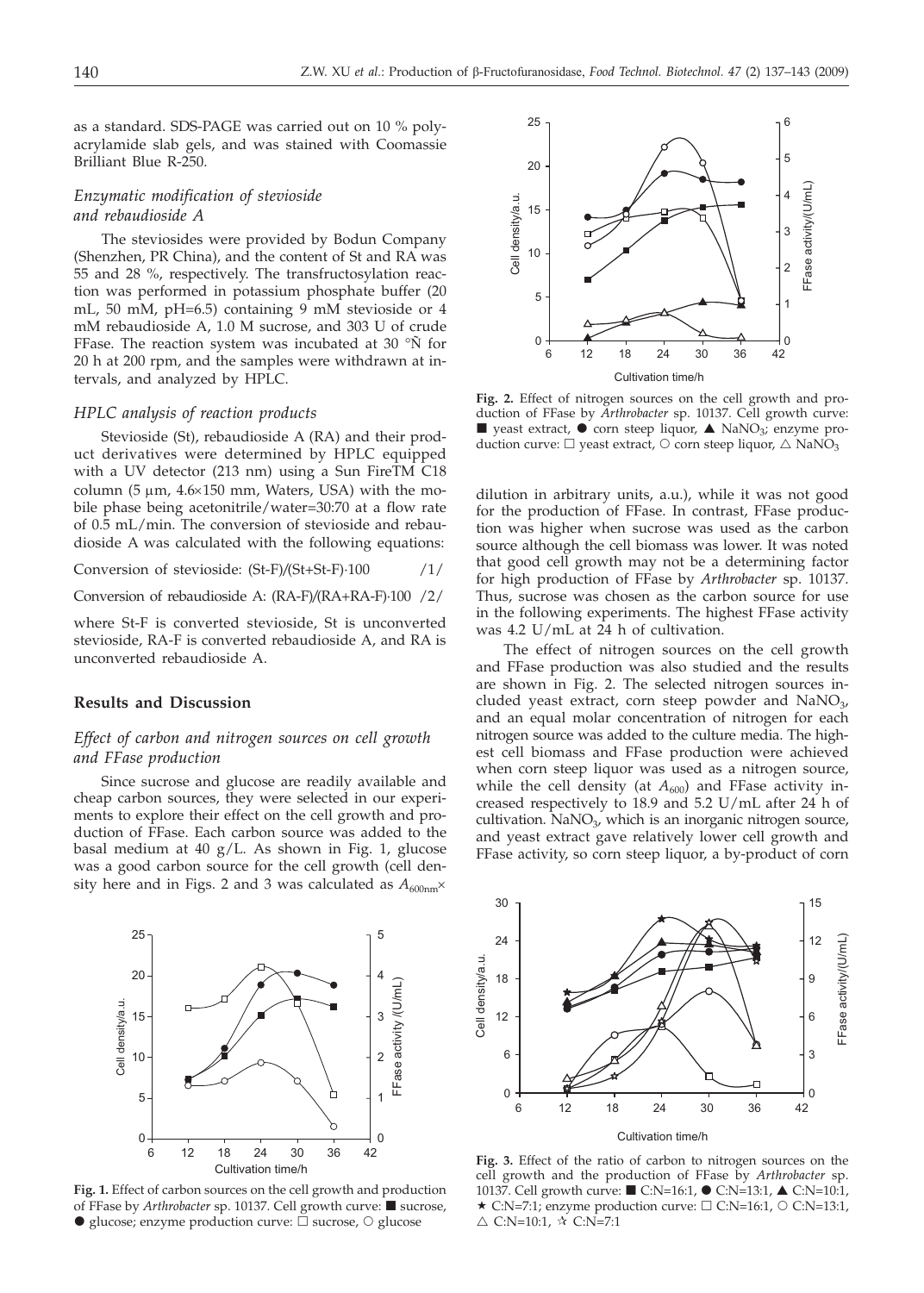as a standard. SDS-PAGE was carried out on 10 % polyacrylamide slab gels, and was stained with Coomassie Brilliant Blue R-250.

### *Enzymatic modification of stevioside and rebaudioside A*

The steviosides were provided by Bodun Company (Shenzhen, PR China), and the content of St and RA was 55 and 28 %, respectively. The transfructosylation reaction was performed in potassium phosphate buffer (20 mL, 50 mM, pH=6.5) containing 9 mM stevioside or 4 mM rebaudioside A, 1.0 M sucrose, and 303 U of crude FFase. The reaction system was incubated at 30 °Ñ for 20 h at 200 rpm, and the samples were withdrawn at intervals, and analyzed by HPLC.

### *HPLC analysis of reaction products*

Stevioside (St), rebaudioside A (RA) and their product derivatives were determined by HPLC equipped with a UV detector (213 nm) using a Sun FireTM C18 column (5 μm, 4.6×150 mm, Waters, USA) with the mobile phase being acetonitrile/water=30:70 at a flow rate of 0.5 mL/min. The conversion of stevioside and rebaudioside A was calculated with the following equations:

Conversion of stevioside: (St-F)/(St+St-F)·100 /1/

Conversion of rebaudioside A: (RA-F)/(RA+RA-F)·100 /2/

where St-F is converted stevioside, St is unconverted stevioside, RA-F is converted rebaudioside A, and RA is unconverted rebaudioside A.

## Results and Discussion

### *Effect of carbon and nitrogen sources on cell growth and FFase production*

Since sucrose and glucose are readily available and cheap carbon sources, they were selected in our experiments to explore their effect on the cell growth and production of FFase. Each carbon source was added to the basal medium at 40 g/L. As shown in Fig. 1, glucose was a good carbon source for the cell growth (cell density here and in Figs. 2 and 3 was calculated as $A_{600nm}$× dilution in arbitrary units, a.u.), while it was not good for the production of FFase. In contrast, FFase production was higher when sucrose was used as the carbon source although the cell biomass was lower. It was noted that good cell growth may not be a determining factor for high production of FFase by *Arthrobacter* sp. 10137. Thus, sucrose was chosen as the carbon source for use in the following experiments. The highest FFase activity was 4.2 U/mL at 24 h of cultivation.

The effect of nitrogen sources on the cell growth and FFase production was also studied and the results are shown in Fig. 2. The selected nitrogen sources included yeast extract, corn steep powder and $NaNO_3$, and an equal molar concentration of nitrogen for each nitrogen source was added to the culture media. The highest cell biomass and FFase production were achieved when corn steep liquor was used as a nitrogen source, while the cell density (at $A_{600}$) and FFase activity increased respectively to 18.9 and 5.2 U/mL after 24 h of cultivation. $NaNO_3$, which is an inorganic nitrogen source, and yeast extract gave relatively lower cell growth and FFase activity, so corn steep liquor, a by-product of corn

**Fig. 1.** Effect of carbon sources on the cell growth and production of FFase by *Arthrobacter* sp. 10137. Cell growth curve: ■ sucrose, ● glucose; enzyme production curve: □ sucrose, ○ glucose

**Fig. 2.** Effect of nitrogen sources on the cell growth and production of FFase by *Arthrobacter* sp. 10137. Cell growth curve: ■ yeast extract, ● corn steep liquor, ▲ $NaNO_3$; enzyme production curve: □ yeast extract, ○ corn steep liquor, △ $NaNO_3$

**Fig. 3.** Effect of the ratio of carbon to nitrogen sources on the cell growth and the production of FFase by *Arthrobacter* sp. 10137. Cell growth curve: ■ C:N=16:1, ● C:N=13:1, ▲ C:N=10:1, ★ C:N=7:1; enzyme production curve: □ C:N=16:1, ○ C:N=13:1, △ C:N=10:1, ☆ C:N=7:1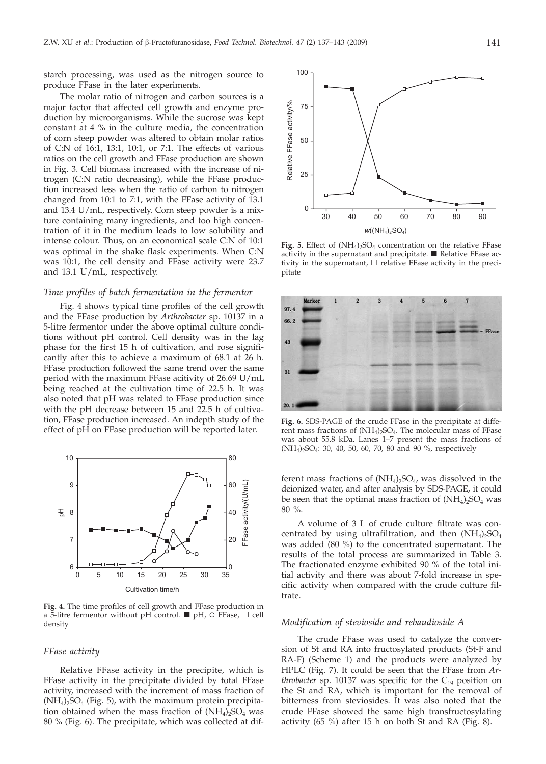starch processing, was used as the nitrogen source to produce FFase in the later experiments.

The molar ratio of nitrogen and carbon sources is a major factor that affected cell growth and enzyme production by microorganisms. While the sucrose was kept constant at 4 % in the culture media, the concentration of corn steep powder was altered to obtain molar ratios of C:N of 16:1, 13:1, 10:1, or 7:1. The effects of various ratios on the cell growth and FFase production are shown in Fig. 3. Cell biomass increased with the increase of nitrogen (C:N ratio decreasing), while the FFase production increased less when the ratio of carbon to nitrogen changed from 10:1 to 7:1, with the FFase activity of 13.1 and 13.4 U/mL, respectively. Corn steep powder is a mixture containing many ingredients, and too high concentration of it in the medium leads to low solubility and intense colour. Thus, on an economical scale C:N of 10:1 was optimal in the shake flask experiments. When C:N was 10:1, the cell density and FFase activity were 23.7 and 13.1 U/mL, respectively.

### *Time profiles of batch fermentation in the fermentor*

Fig. 4 shows typical time profiles of the cell growth and the FFase production by *Arthrobacter* sp. 10137 in a 5-litre fermentor under the above optimal culture conditions without pH control. Cell density was in the lag phase for the first 15 h of cultivation, and rose significantly after this to achieve a maximum of 68.1 at 26 h. FFase production followed the same trend over the same period with the maximum FFase acitivity of 26.69 U/mL being reached at the cultivation time of 22.5 h. It was also noted that pH was related to FFase production since with the pH decrease between 15 and 22.5 h of cultivation, FFase production increased. An indepth study of the effect of pH on FFase production will be reported later.

**Fig. 4.** The time profiles of cell growth and FFase production in a 5-litre fermentor without pH control. ■ pH, ○ FFase, □ cell density

### *FFase activity*

Relative FFase activity in the precipite, which is FFase activity in the precipitate divided by total FFase activity, increased with the increment of mass fraction of $(NH_4)_2SO_4$ (Fig. 5), with the maximum protein precipitation obtained when the mass fraction of $(NH_4)_2SO_4$ was 80 % (Fig. 6). The precipitate, which was collected at different mass fractions of $(NH_4)_2SO_4$, was dissolved in the deionized water, and after analysis by SDS-PAGE, it could be seen that the optimal mass fraction of $(NH_4)_2SO_4$ was 80 %.

**Fig. 5.** Effect of $(NH_4)_2SO_4$ concentration on the relative FFase activity in the supernatant and precipitate. ■ Relative FFase activity in the supernatant, □ relative FFase activity in the precipitate

**Fig. 6.** SDS-PAGE of the crude FFase in the precipitate at different mass fractions of $(NH_4)_2SO_4$. The molecular mass of FFase was about 55.8 kDa. Lanes 1–7 present the mass fractions of $(NH_4)_2SO_4$: 30, 40, 50, 60, 70, 80 and 90 %, respectively

A volume of 3 L of crude culture filtrate was concentrated by using ultrafiltration, and then $(NH_4)_2SO_4$ was added (80 %) to the concentrated supernatant. The results of the total process are summarized in Table 3. The fractionated enzyme exhibited 90 % of the total initial activity and there was about 7-fold increase in specific activity when compared with the crude culture filtrate.

### *Modification of stevioside and rebaudioside A*

The crude FFase was used to catalyze the conversion of St and RA into fructosylated products (St-F and RA-F) (Scheme 1) and the products were analyzed by HPLC (Fig. 7). It could be seen that the FFase from *Arthrobacter* sp. 10137 was specific for the $C_{19}$ position on the St and RA, which is important for the removal of bitterness from steviosides. It was also noted that the crude FFase showed the same high transfructosylating activity (65 %) after 15 h on both St and RA (Fig. 8).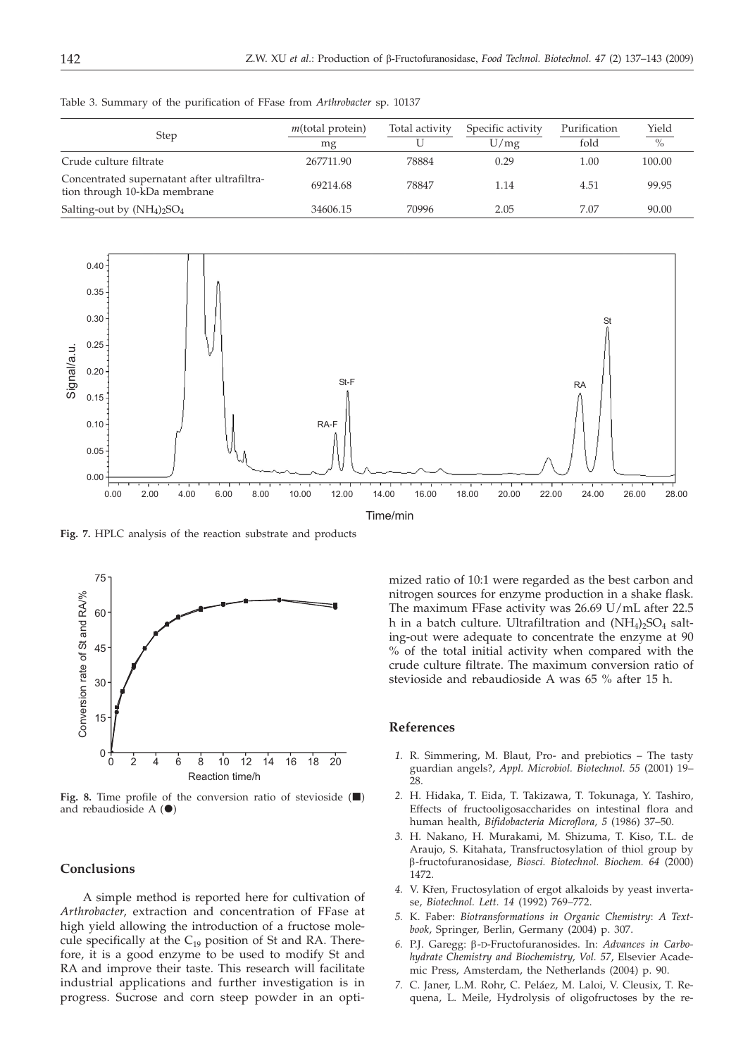Table 3. Summary of the purification of FFase from *Arthrobacter* sp. 10137

| Step | *m*(total protein) / mg | Total activity / U | Specific activity / (U/mg) | Purification / fold | Yield / % |
|---|---|---|---|---|---|
| Crude culture filtrate | 267711.90 | 78884 | 0.29 | 1.00 | 100.00 |
| Concentrated supernatant after ultrafiltration through 10-kDa membrane | 69214.68 | 78847 | 1.14 | 4.51 | 99.95 |
| Salting-out by $(NH_4)_2SO_4$ | 34606.15 | 70996 | 2.05 | 7.07 | 90.00 |

**Fig. 7.** HPLC analysis of the reaction substrate and products

**Fig. 8.** Time profile of the conversion ratio of stevioside (■) and rebaudioside A (●)

## Conclusions

A simple method is reported here for cultivation of *Arthrobacter*, extraction and concentration of FFase at high yield allowing the introduction of a fructose molecule specifically at the $C_{19}$ position of St and RA. Therefore, it is a good enzyme to be used to modify St and RA and improve their taste. This research will facilitate industrial applications and further investigation is in progress. Sucrose and corn steep powder in an optimized ratio of 10:1 were regarded as the best carbon and nitrogen sources for enzyme production in a shake flask. The maximum FFase activity was 26.69 U/mL after 22.5 h in a batch culture. Ultrafiltration and $(NH_4)_2SO_4$ salting-out were adequate to concentrate the enzyme at 90 % of the total initial activity when compared with the crude culture filtrate. The maximum conversion ratio of stevioside and rebaudioside A was 65 % after 15 h.

## References

1. R. Simmering, M. Blaut, Pro- and prebiotics – The tasty guardian angels?, *Appl. Microbiol. Biotechnol. 55* (2001) 19–28.
2. H. Hidaka, T. Eida, T. Takizawa, T. Tokunaga, Y. Tashiro, Effects of fructooligosaccharides on intestinal flora and human health, *Bifidobacteria Microflora, 5* (1986) 37–50.
3. H. Nakano, H. Murakami, M. Shizuma, T. Kiso, T.L. de Araujo, S. Kitahata, Transfructosylation of thiol group by β-fructofuranosidase, *Biosci. Biotechnol. Biochem. 64* (2000) 1472.
4. V. Křen, Fructosylation of ergot alkaloids by yeast invertase, *Biotechnol. Lett. 14* (1992) 769–772.
5. K. Faber: *Biotransformations in Organic Chemistry*: *A Textbook*, Springer, Berlin, Germany (2004) p. 307.
6. P.J. Garegg: β-D-Fructofuranosides. In: *Advances in Carbohydrate Chemistry and Biochemistry, Vol. 57*, Elsevier Academic Press, Amsterdam, the Netherlands (2004) p. 90.
7. C. Janer, L.M. Rohr, C. Peláez, M. Laloi, V. Cleusix, T. Requena, L. Meile, Hydrolysis of oligofructoses by the re-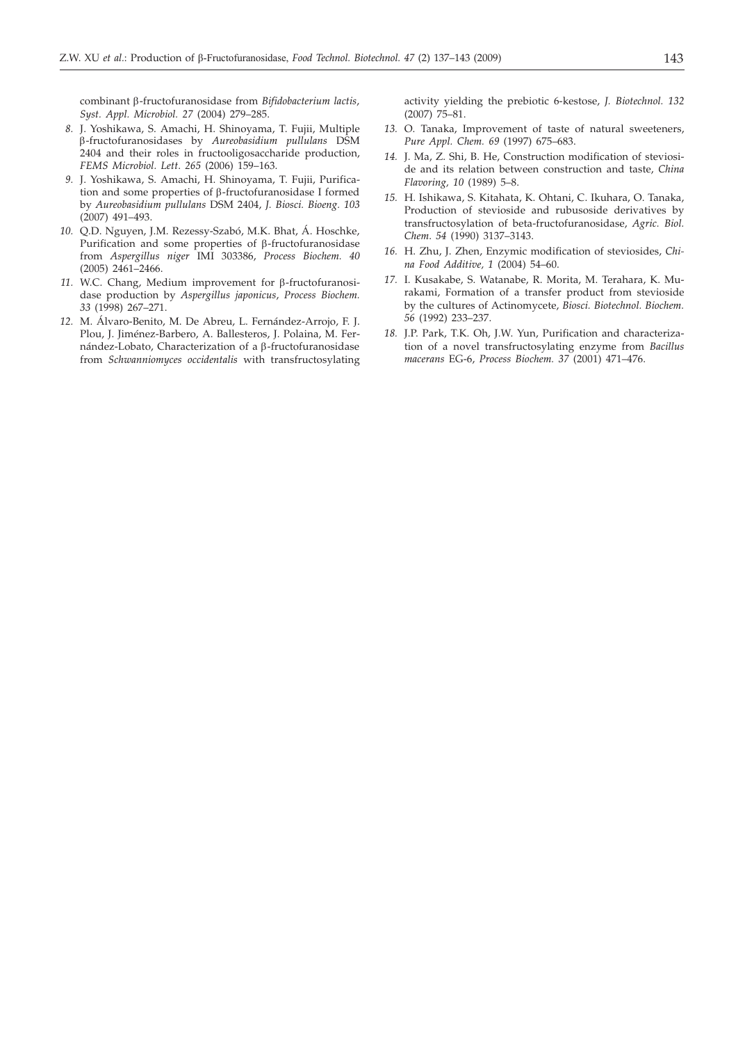combinant β-fructofuranosidase from *Bifidobacterium lactis*, *Syst. Appl. Microbiol. 27* (2004) 279–285.

*8.* J. Yoshikawa, S. Amachi, H. Shinoyama, T. Fujii, Multiple β-fructofuranosidases by *Aureobasidium pullulans* DSM 2404 and their roles in fructooligosaccharide production, *FEMS Microbiol. Lett. 265* (2006) 159–163.

*9.* J. Yoshikawa, S. Amachi, H. Shinoyama, T. Fujii, Purification and some properties of β-fructofuranosidase I formed by *Aureobasidium pullulans* DSM 2404, *J. Biosci. Bioeng. 103* (2007) 491–493.

*10.* Q.D. Nguyen, J.M. Rezessy-Szabó, M.K. Bhat, Á. Hoschke, Purification and some properties of β-fructofuranosidase from *Aspergillus niger* IMI 303386, *Process Biochem. 40* (2005) 2461–2466.

*11.* W.C. Chang, Medium improvement for β-fructofuranosidase production by *Aspergillus japonicus*, *Process Biochem. 33* (1998) 267–271.

*12.* M. Álvaro-Benito, M. De Abreu, L. Fernández-Arrojo, F. J. Plou, J. Jiménez-Barbero, A. Ballesteros, J. Polaina, M. Fernández-Lobato, Characterization of a β-fructofuranosidase from *Schwanniomyces occidentalis* with transfructosylating activity yielding the prebiotic 6-kestose, *J. Biotechnol. 132* (2007) 75–81.

*13.* O. Tanaka, Improvement of taste of natural sweeteners, *Pure Appl. Chem. 69* (1997) 675–683.

*14.* J. Ma, Z. Shi, B. He, Construction modification of stevioside and its relation between construction and taste, *China Flavoring, 10* (1989) 5–8.

*15.* H. Ishikawa, S. Kitahata, K. Ohtani, C. Ikuhara, O. Tanaka, Production of stevioside and rubusoside derivatives by transfructosylation of beta-fructofuranosidase, *Agric. Biol. Chem. 54* (1990) 3137–3143.

*16.* H. Zhu, J. Zhen, Enzymic modification of steviosides, *China Food Additive, 1* (2004) 54–60.

*17.* I. Kusakabe, S. Watanabe, R. Morita, M. Terahara, K. Murakami, Formation of a transfer product from stevioside by the cultures of Actinomycete, *Biosci. Biotechnol. Biochem. 56* (1992) 233–237.

*18.* J.P. Park, T.K. Oh, J.W. Yun, Purification and characterization of a novel transfructosylating enzyme from *Bacillus macerans* EG-6, *Process Biochem. 37* (2001) 471–476.